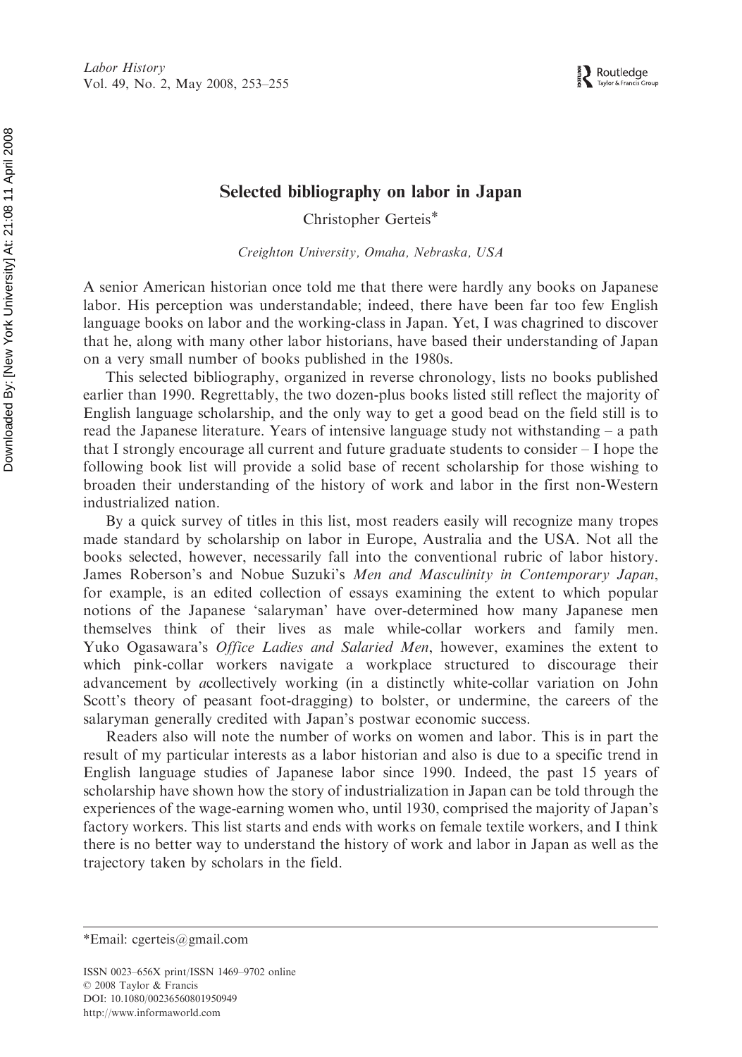# Selected bibliography on labor in Japan

Christopher Gerteis*

*Creighton University, Omaha, Nebraska, USA*

A senior American historian once told me that there were hardly any books on Japanese labor. His perception was understandable; indeed, there have been far too few English language books on labor and the working-class in Japan. Yet, I was chagrined to discover that he, along with many other labor historians, have based their understanding of Japan on a very small number of books published in the 1980s.

This selected bibliography, organized in reverse chronology, lists no books published earlier than 1990. Regrettably, the two dozen-plus books listed still reflect the majority of English language scholarship, and the only way to get a good bead on the field still is to read the Japanese literature. Years of intensive language study not withstanding – a path that I strongly encourage all current and future graduate students to consider – I hope the following book list will provide a solid base of recent scholarship for those wishing to broaden their understanding of the history of work and labor in the first non-Western industrialized nation.

By a quick survey of titles in this list, most readers easily will recognize many tropes made standard by scholarship on labor in Europe, Australia and the USA. Not all the books selected, however, necessarily fall into the conventional rubric of labor history. James Roberson's and Nobue Suzuki's *Men and Masculinity in Contemporary Japan*, for example, is an edited collection of essays examining the extent to which popular notions of the Japanese 'salaryman' have over-determined how many Japanese men themselves think of their lives as male while-collar workers and family men. Yuko Ogasawara's *Office Ladies and Salaried Men*, however, examines the extent to which pink-collar workers navigate a workplace structured to discourage their advancement by *a*collectively working (in a distinctly white-collar variation on John Scott's theory of peasant foot-dragging) to bolster, or undermine, the careers of the salaryman generally credited with Japan's postwar economic success.

Readers also will note the number of works on women and labor. This is in part the result of my particular interests as a labor historian and also is due to a specific trend in English language studies of Japanese labor since 1990. Indeed, the past 15 years of scholarship have shown how the story of industrialization in Japan can be told through the experiences of the wage-earning women who, until 1930, comprised the majority of Japan's factory workers. This list starts and ends with works on female textile workers, and I think there is no better way to understand the history of work and labor in Japan as well as the trajectory taken by scholars in the field.

---

*Email: cgerteis@gmail.com

ISSN 0023–656X print/ISSN 1469–9702 online
© 2008 Taylor & Francis
DOI: 10.1080/00236560801950949
http://www.informaworld.com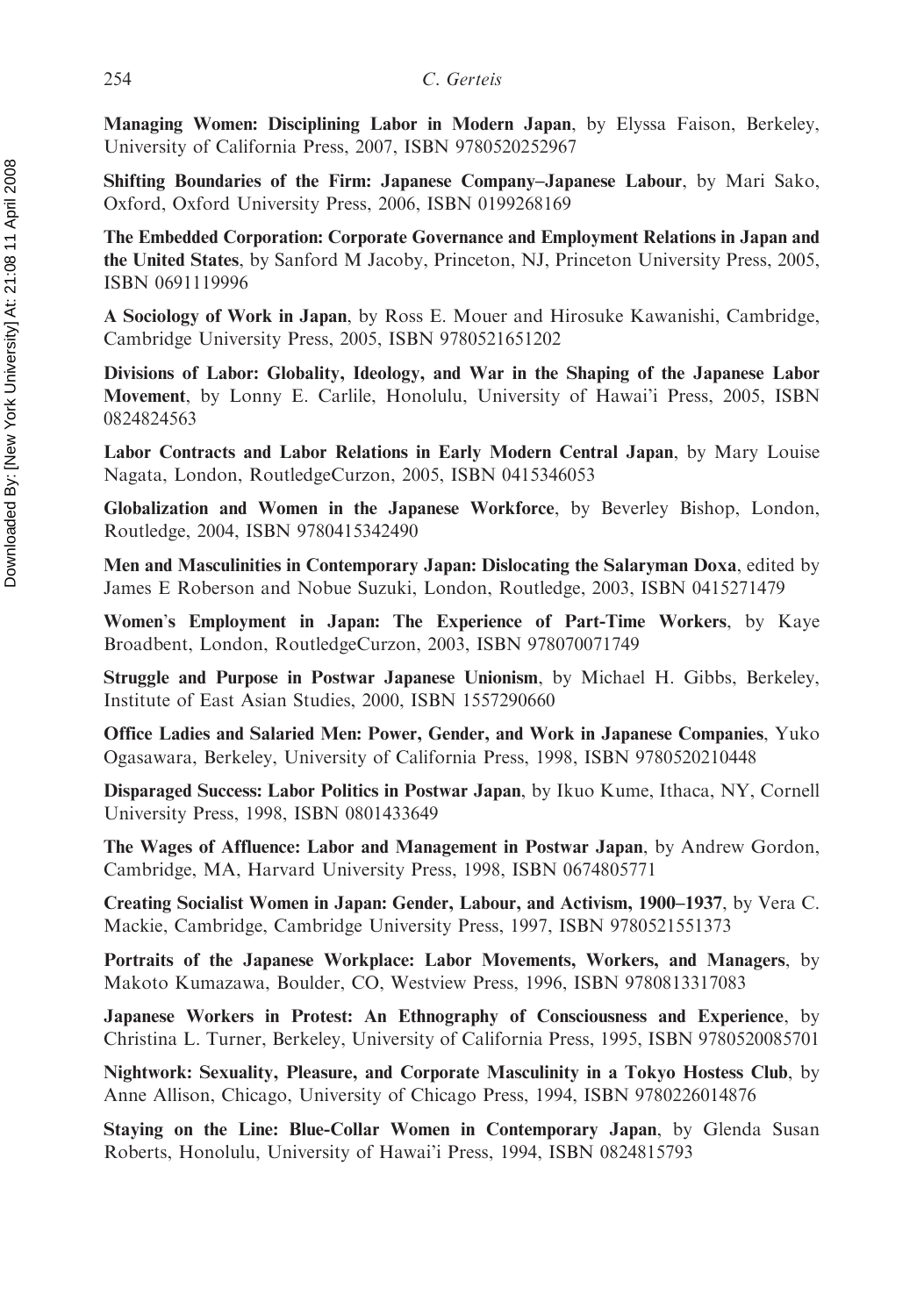**Managing Women: Disciplining Labor in Modern Japan**, by Elyssa Faison, Berkeley, University of California Press, 2007, ISBN 9780520252967

**Shifting Boundaries of the Firm: Japanese Company–Japanese Labour**, by Mari Sako, Oxford, Oxford University Press, 2006, ISBN 0199268169

**The Embedded Corporation: Corporate Governance and Employment Relations in Japan and the United States**, by Sanford M Jacoby, Princeton, NJ, Princeton University Press, 2005, ISBN 0691119996

**A Sociology of Work in Japan**, by Ross E. Mouer and Hirosuke Kawanishi, Cambridge, Cambridge University Press, 2005, ISBN 9780521651202

**Divisions of Labor: Globality, Ideology, and War in the Shaping of the Japanese Labor Movement**, by Lonny E. Carlile, Honolulu, University of Hawai'i Press, 2005, ISBN 0824824563

**Labor Contracts and Labor Relations in Early Modern Central Japan**, by Mary Louise Nagata, London, RoutledgeCurzon, 2005, ISBN 0415346053

**Globalization and Women in the Japanese Workforce**, by Beverley Bishop, London, Routledge, 2004, ISBN 9780415342490

**Men and Masculinities in Contemporary Japan: Dislocating the Salaryman Doxa**, edited by James E Roberson and Nobue Suzuki, London, Routledge, 2003, ISBN 0415271479

**Women's Employment in Japan: The Experience of Part-Time Workers**, by Kaye Broadbent, London, RoutledgeCurzon, 2003, ISBN 978070071749

**Struggle and Purpose in Postwar Japanese Unionism**, by Michael H. Gibbs, Berkeley, Institute of East Asian Studies, 2000, ISBN 1557290660

**Office Ladies and Salaried Men: Power, Gender, and Work in Japanese Companies**, Yuko Ogasawara, Berkeley, University of California Press, 1998, ISBN 9780520210448

**Disparaged Success: Labor Politics in Postwar Japan**, by Ikuo Kume, Ithaca, NY, Cornell University Press, 1998, ISBN 0801433649

**The Wages of Affluence: Labor and Management in Postwar Japan**, by Andrew Gordon, Cambridge, MA, Harvard University Press, 1998, ISBN 0674805771

**Creating Socialist Women in Japan: Gender, Labour, and Activism, 1900–1937**, by Vera C. Mackie, Cambridge, Cambridge University Press, 1997, ISBN 9780521551373

**Portraits of the Japanese Workplace: Labor Movements, Workers, and Managers**, by Makoto Kumazawa, Boulder, CO, Westview Press, 1996, ISBN 9780813317083

**Japanese Workers in Protest: An Ethnography of Consciousness and Experience**, by Christina L. Turner, Berkeley, University of California Press, 1995, ISBN 9780520085701

**Nightwork: Sexuality, Pleasure, and Corporate Masculinity in a Tokyo Hostess Club**, by Anne Allison, Chicago, University of Chicago Press, 1994, ISBN 9780226014876

**Staying on the Line: Blue-Collar Women in Contemporary Japan**, by Glenda Susan Roberts, Honolulu, University of Hawai'i Press, 1994, ISBN 0824815793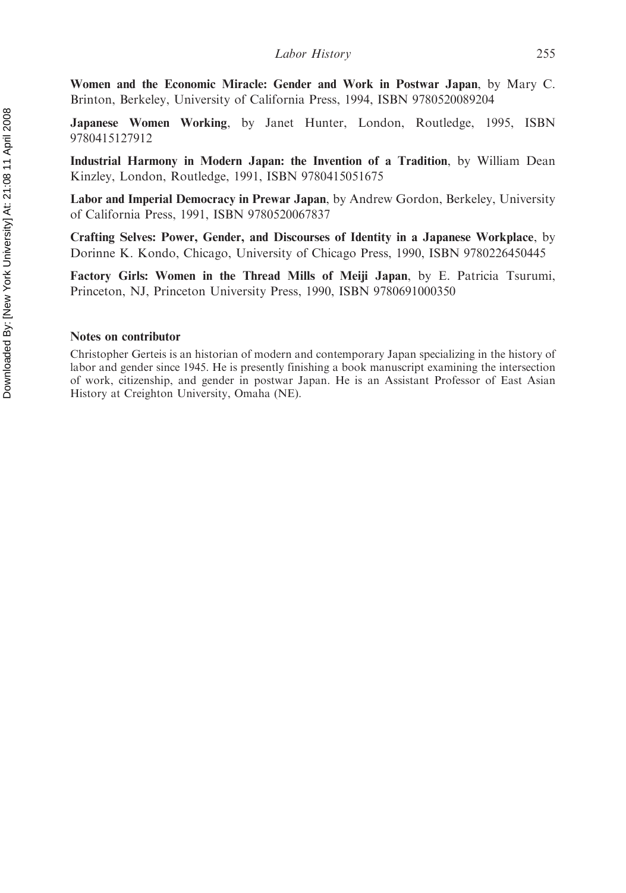**Women and the Economic Miracle: Gender and Work in Postwar Japan**, by Mary C. Brinton, Berkeley, University of California Press, 1994, ISBN 9780520089204

**Japanese Women Working**, by Janet Hunter, London, Routledge, 1995, ISBN 9780415127912

**Industrial Harmony in Modern Japan: the Invention of a Tradition**, by William Dean Kinzley, London, Routledge, 1991, ISBN 9780415051675

**Labor and Imperial Democracy in Prewar Japan**, by Andrew Gordon, Berkeley, University of California Press, 1991, ISBN 9780520067837

**Crafting Selves: Power, Gender, and Discourses of Identity in a Japanese Workplace**, by Dorinne K. Kondo, Chicago, University of Chicago Press, 1990, ISBN 9780226450445

**Factory Girls: Women in the Thread Mills of Meiji Japan**, by E. Patricia Tsurumi, Princeton, NJ, Princeton University Press, 1990, ISBN 9780691000350

## Notes on contributor

Christopher Gerteis is an historian of modern and contemporary Japan specializing in the history of labor and gender since 1945. He is presently finishing a book manuscript examining the intersection of work, citizenship, and gender in postwar Japan. He is an Assistant Professor of East Asian History at Creighton University, Omaha (NE).